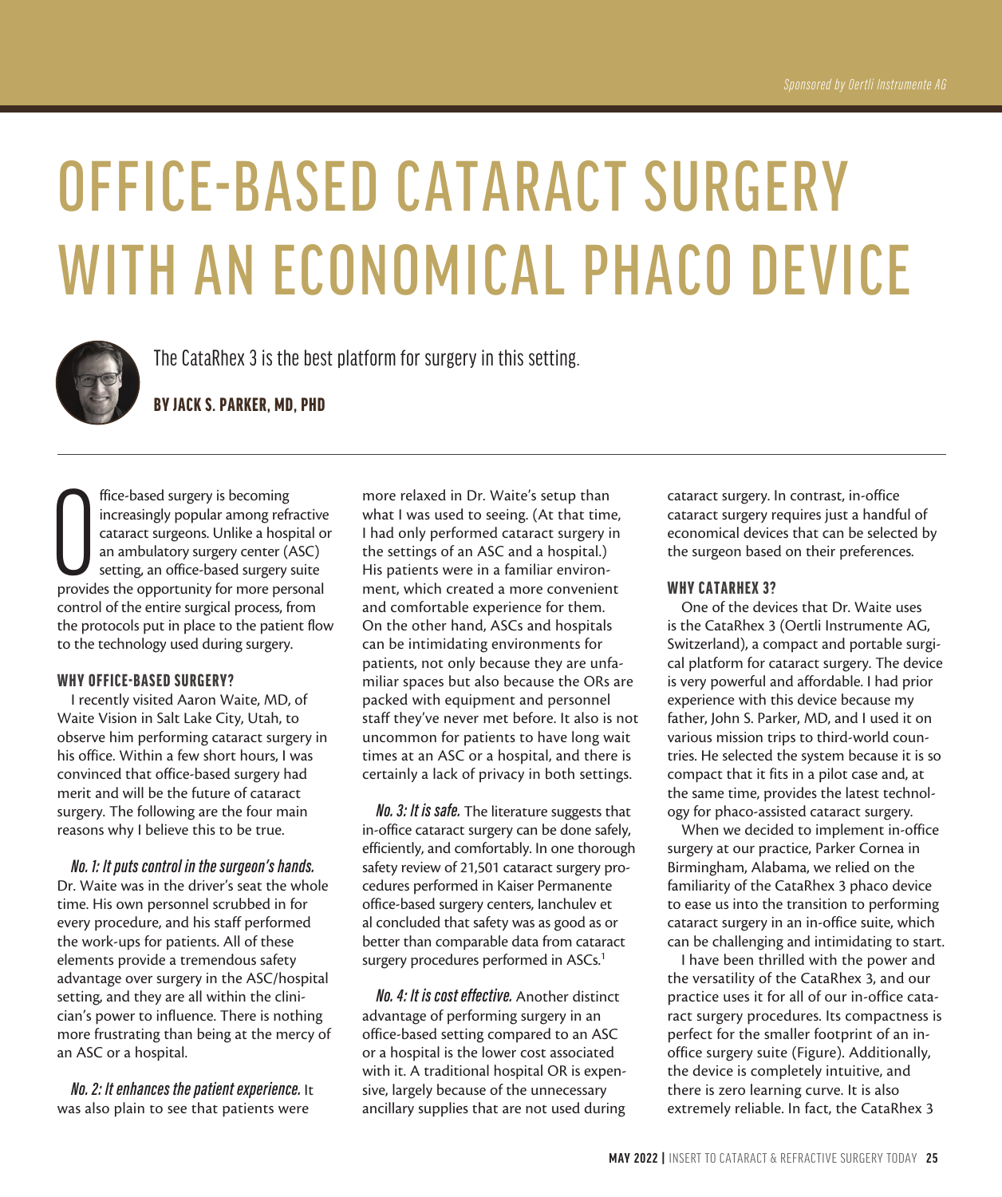Sponsored by Oertli Instrumente AG

# OFFICE-BASED CATARACT SURGERY WITH AN ECONOMICAL PHACO DEVICE

The CataRhex 3 is the best platform for surgery in this setting.

**BY JACK S. PARKER, MD, PHD**

Office-based surgery is becoming increasingly popular among refractive cataract surgeons. Unlike a hospital or an ambulatory surgery center (ASC) setting, an office-based surgery suite provides the opportunity for more personal control of the entire surgical process, from the protocols put in place to the patient flow to the technology used during surgery.

### WHY OFFICE-BASED SURGERY?

I recently visited Aaron Waite, MD, of Waite Vision in Salt Lake City, Utah, to observe him performing cataract surgery in his office. Within a few short hours, I was convinced that office-based surgery had merit and will be the future of cataract surgery. The following are the four main reasons why I believe this to be true.

***No. 1: It puts control in the surgeon's hands.*** Dr. Waite was in the driver's seat the whole time. His own personnel scrubbed in for every procedure, and his staff performed the work-ups for patients. All of these elements provide a tremendous safety advantage over surgery in the ASC/hospital setting, and they are all within the clinician's power to influence. There is nothing more frustrating than being at the mercy of an ASC or a hospital.

***No. 2: It enhances the patient experience.*** It was also plain to see that patients were more relaxed in Dr. Waite's setup than what I was used to seeing. (At that time, I had only performed cataract surgery in the settings of an ASC and a hospital.) His patients were in a familiar environment, which created a more convenient and comfortable experience for them. On the other hand, ASCs and hospitals can be intimidating environments for patients, not only because they are unfamiliar spaces but also because the ORs are packed with equipment and personnel staff they've never met before. It also is not uncommon for patients to have long wait times at an ASC or a hospital, and there is certainly a lack of privacy in both settings.

***No. 3: It is safe.*** The literature suggests that in-office cataract surgery can be done safely, efficiently, and comfortably. In one thorough safety review of 21,501 cataract surgery procedures performed in Kaiser Permanente office-based surgery centers, Ianchulev et al concluded that safety was as good as or better than comparable data from cataract surgery procedures performed in ASCs.[1]

***No. 4: It is cost effective.*** Another distinct advantage of performing surgery in an office-based setting compared to an ASC or a hospital is the lower cost associated with it. A traditional hospital OR is expensive, largely because of the unnecessary ancillary supplies that are not used during cataract surgery. In contrast, in-office cataract surgery requires just a handful of economical devices that can be selected by the surgeon based on their preferences.

### WHY CATARHEX 3?

One of the devices that Dr. Waite uses is the CataRhex 3 (Oertli Instrumente AG, Switzerland), a compact and portable surgical platform for cataract surgery. The device is very powerful and affordable. I had prior experience with this device because my father, John S. Parker, MD, and I used it on various mission trips to third-world countries. He selected the system because it is so compact that it fits in a pilot case and, at the same time, provides the latest technology for phaco-assisted cataract surgery.

When we decided to implement in-office surgery at our practice, Parker Cornea in Birmingham, Alabama, we relied on the familiarity of the CataRhex 3 phaco device to ease us into the transition to performing cataract surgery in an in-office suite, which can be challenging and intimidating to start.

I have been thrilled with the power and the versatility of the CataRhex 3, and our practice uses it for all of our in-office cataract surgery procedures. Its compactness is perfect for the smaller footprint of an in-office surgery suite (Figure). Additionally, the device is completely intuitive, and there is zero learning curve. It is also extremely reliable. In fact, the CataRhex 3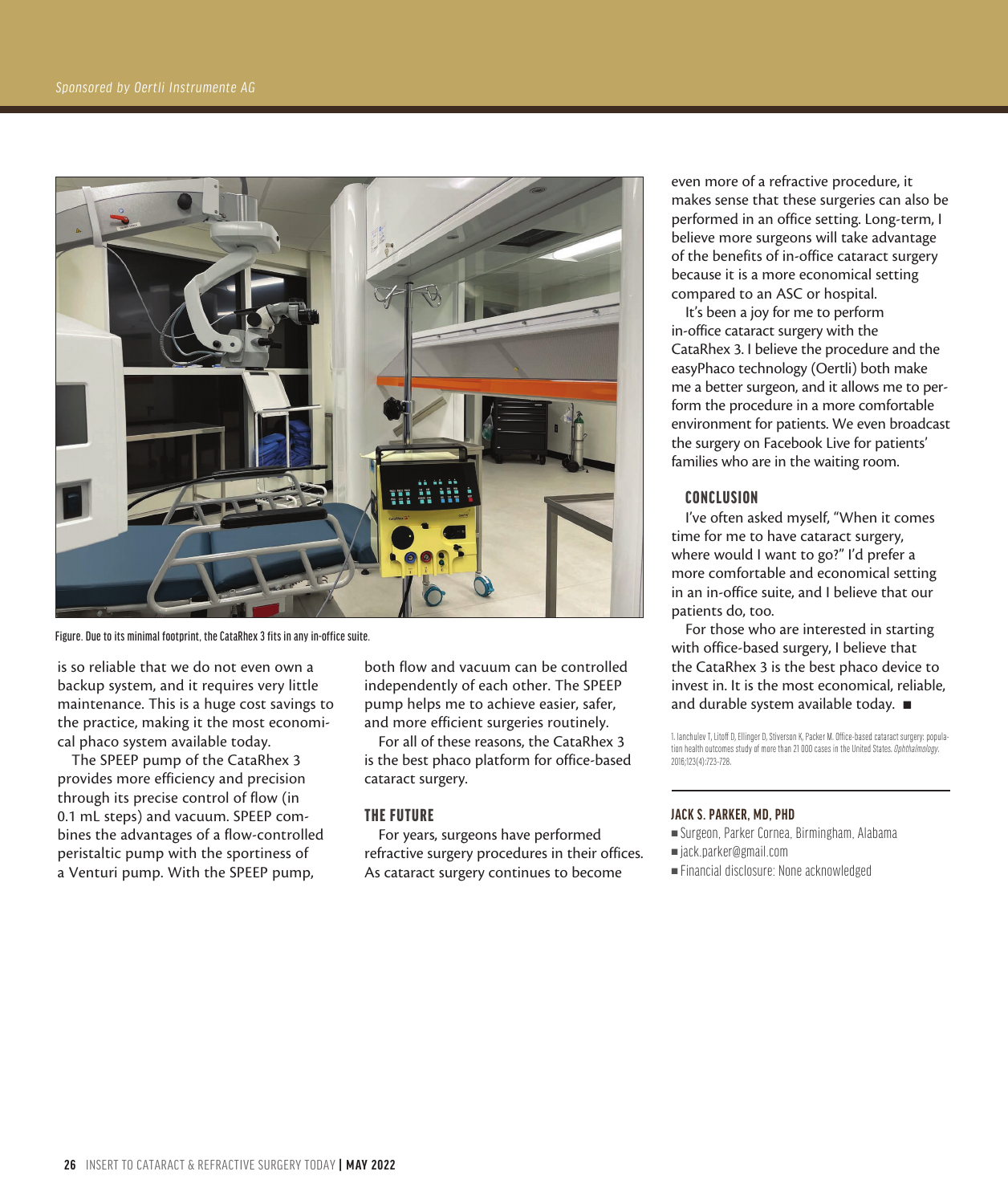Figure. Due to its minimal footprint, the CataRhex 3 fits in any in-office suite.

is so reliable that we do not even own a backup system, and it requires very little maintenance. This is a huge cost savings to the practice, making it the most economical phaco system available today.

The SPEEP pump of the CataRhex 3 provides more efficiency and precision through its precise control of flow (in 0.1 mL steps) and vacuum. SPEEP combines the advantages of a flow-controlled peristaltic pump with the sportiness of a Venturi pump. With the SPEEP pump, both flow and vacuum can be controlled independently of each other. The SPEEP pump helps me to achieve easier, safer, and more efficient surgeries routinely.

For all of these reasons, the CataRhex 3 is the best phaco platform for office-based cataract surgery.

## THE FUTURE

For years, surgeons have performed refractive surgery procedures in their offices. As cataract surgery continues to become even more of a refractive procedure, it makes sense that these surgeries can also be performed in an office setting. Long-term, I believe more surgeons will take advantage of the benefits of in-office cataract surgery because it is a more economical setting compared to an ASC or hospital.

It's been a joy for me to perform in-office cataract surgery with the CataRhex 3. I believe the procedure and the easyPhaco technology (Oertli) both make me a better surgeon, and it allows me to perform the procedure in a more comfortable environment for patients. We even broadcast the surgery on Facebook Live for patients' families who are in the waiting room.

## CONCLUSION

I've often asked myself, "When it comes time for me to have cataract surgery, where would I want to go?" I'd prefer a more comfortable and economical setting in an in-office suite, and I believe that our patients do, too.

For those who are interested in starting with office-based surgery, I believe that the CataRhex 3 is the best phaco device to invest in. It is the most economical, reliable, and durable system available today. ■

1. Ianchulev T, Litoff D, Ellinger D, Stiverson K, Packer M. Office-based cataract surgery: population health outcomes study of more than 21 000 cases in the United States. *Ophthalmology*. 2016;123(4):723-728.

---

**JACK S. PARKER, MD, PHD**

- Surgeon, Parker Cornea, Birmingham, Alabama
- jack.parker@gmail.com
- Financial disclosure: None acknowledged